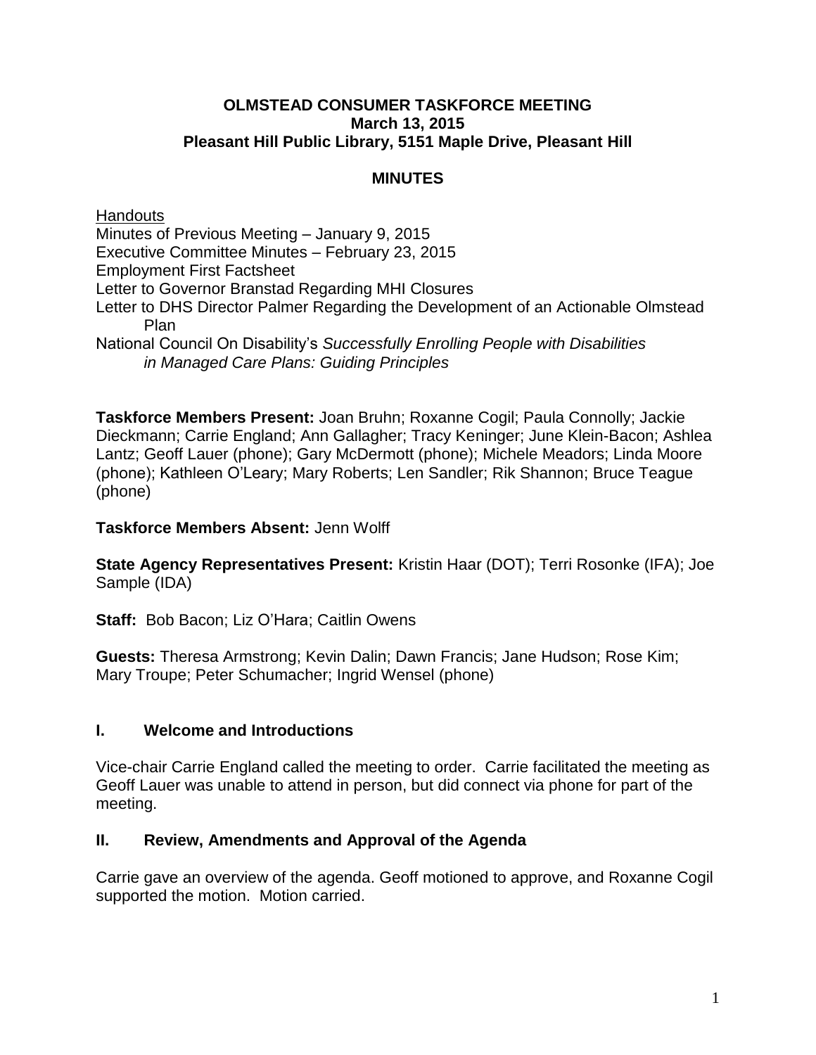# OLMSTEAD CONSUMER TASKFORCE MEETING
**March 13, 2015**
**Pleasant Hill Public Library, 5151 Maple Drive, Pleasant Hill**

## MINUTES

<u>Handouts</u>

Minutes of Previous Meeting – January 9, 2015
Executive Committee Minutes – February 23, 2015
Employment First Factsheet
Letter to Governor Branstad Regarding MHI Closures
Letter to DHS Director Palmer Regarding the Development of an Actionable Olmstead Plan
National Council On Disability's *Successfully Enrolling People with Disabilities in Managed Care Plans: Guiding Principles*

**Taskforce Members Present:** Joan Bruhn; Roxanne Cogil; Paula Connolly; Jackie Dieckmann; Carrie England; Ann Gallagher; Tracy Keninger; June Klein-Bacon; Ashlea Lantz; Geoff Lauer (phone); Gary McDermott (phone); Michele Meadors; Linda Moore (phone); Kathleen O'Leary; Mary Roberts; Len Sandler; Rik Shannon; Bruce Teague (phone)

**Taskforce Members Absent:** Jenn Wolff

**State Agency Representatives Present:** Kristin Haar (DOT); Terri Rosonke (IFA); Joe Sample (IDA)

**Staff:** Bob Bacon; Liz O'Hara; Caitlin Owens

**Guests:** Theresa Armstrong; Kevin Dalin; Dawn Francis; Jane Hudson; Rose Kim; Mary Troupe; Peter Schumacher; Ingrid Wensel (phone)

## I. Welcome and Introductions

Vice-chair Carrie England called the meeting to order. Carrie facilitated the meeting as Geoff Lauer was unable to attend in person, but did connect via phone for part of the meeting.

## II. Review, Amendments and Approval of the Agenda

Carrie gave an overview of the agenda. Geoff motioned to approve, and Roxanne Cogil supported the motion. Motion carried.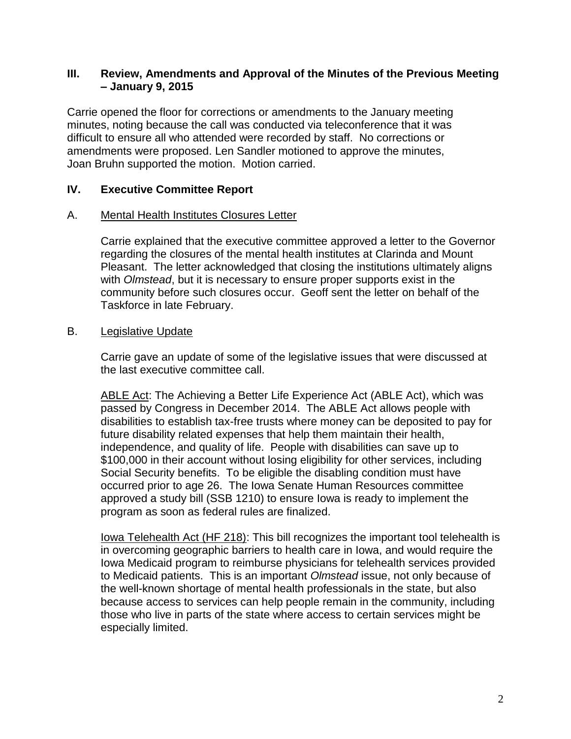## III. Review, Amendments and Approval of the Minutes of the Previous Meeting – January 9, 2015

Carrie opened the floor for corrections or amendments to the January meeting minutes, noting because the call was conducted via teleconference that it was difficult to ensure all who attended were recorded by staff. No corrections or amendments were proposed. Len Sandler motioned to approve the minutes, Joan Bruhn supported the motion. Motion carried.

## IV. Executive Committee Report

### A. Mental Health Institutes Closures Letter

Carrie explained that the executive committee approved a letter to the Governor regarding the closures of the mental health institutes at Clarinda and Mount Pleasant. The letter acknowledged that closing the institutions ultimately aligns with *Olmstead*, but it is necessary to ensure proper supports exist in the community before such closures occur. Geoff sent the letter on behalf of the Taskforce in late February.

### B. Legislative Update

Carrie gave an update of some of the legislative issues that were discussed at the last executive committee call.

ABLE Act: The Achieving a Better Life Experience Act (ABLE Act), which was passed by Congress in December 2014. The ABLE Act allows people with disabilities to establish tax-free trusts where money can be deposited to pay for future disability related expenses that help them maintain their health, independence, and quality of life. People with disabilities can save up to \$100,000 in their account without losing eligibility for other services, including Social Security benefits. To be eligible the disabling condition must have occurred prior to age 26. The Iowa Senate Human Resources committee approved a study bill (SSB 1210) to ensure Iowa is ready to implement the program as soon as federal rules are finalized.

Iowa Telehealth Act (HF 218): This bill recognizes the important tool telehealth is in overcoming geographic barriers to health care in Iowa, and would require the Iowa Medicaid program to reimburse physicians for telehealth services provided to Medicaid patients. This is an important *Olmstead* issue, not only because of the well-known shortage of mental health professionals in the state, but also because access to services can help people remain in the community, including those who live in parts of the state where access to certain services might be especially limited.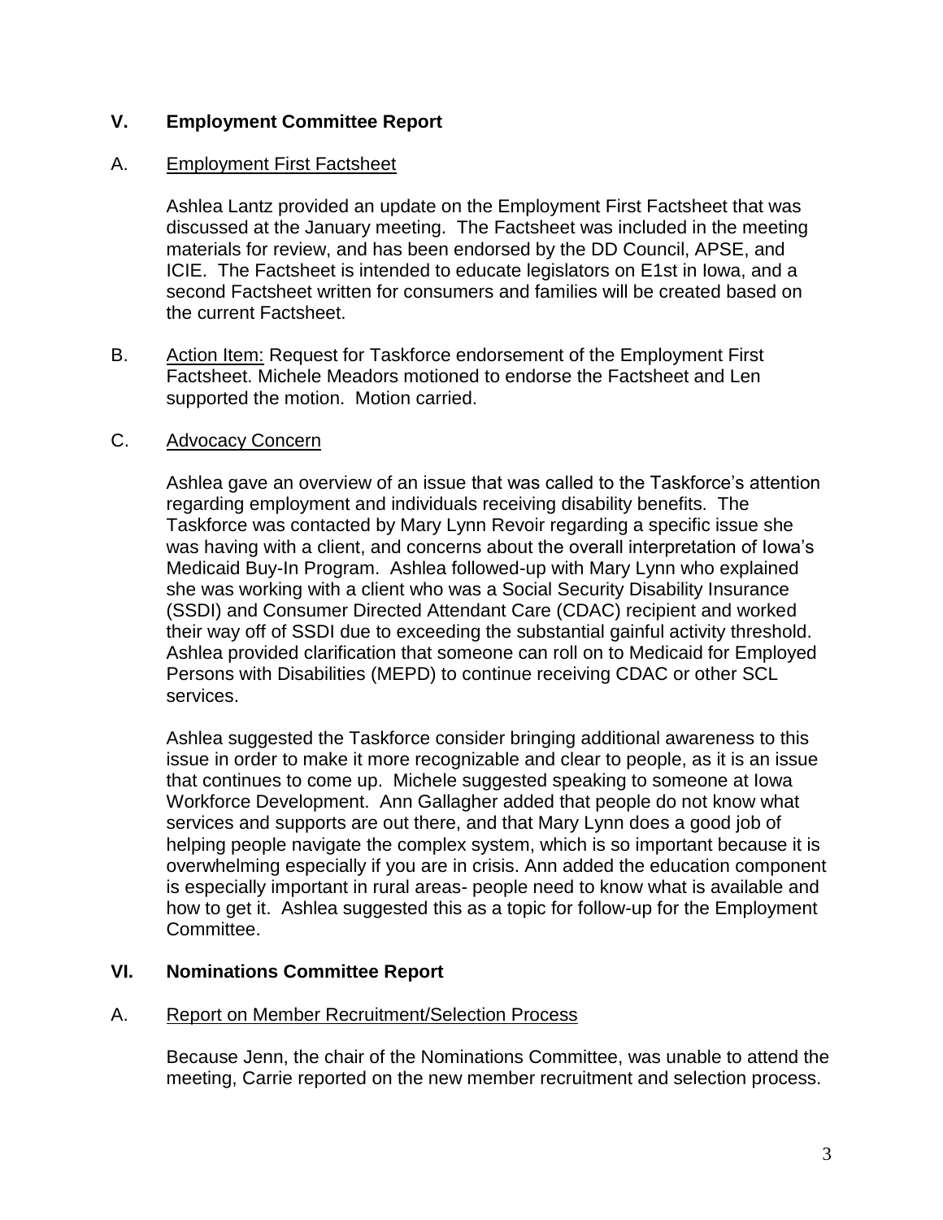## V. Employment Committee Report

### A. Employment First Factsheet

Ashlea Lantz provided an update on the Employment First Factsheet that was discussed at the January meeting. The Factsheet was included in the meeting materials for review, and has been endorsed by the DD Council, APSE, and ICIE. The Factsheet is intended to educate legislators on E1st in Iowa, and a second Factsheet written for consumers and families will be created based on the current Factsheet.

### B. Action Item: Request for Taskforce endorsement of the Employment First Factsheet. Michele Meadors motioned to endorse the Factsheet and Len supported the motion. Motion carried.

### C. Advocacy Concern

Ashlea gave an overview of an issue that was called to the Taskforce's attention regarding employment and individuals receiving disability benefits. The Taskforce was contacted by Mary Lynn Revoir regarding a specific issue she was having with a client, and concerns about the overall interpretation of Iowa's Medicaid Buy-In Program. Ashlea followed-up with Mary Lynn who explained she was working with a client who was a Social Security Disability Insurance (SSDI) and Consumer Directed Attendant Care (CDAC) recipient and worked their way off of SSDI due to exceeding the substantial gainful activity threshold. Ashlea provided clarification that someone can roll on to Medicaid for Employed Persons with Disabilities (MEPD) to continue receiving CDAC or other SCL services.

Ashlea suggested the Taskforce consider bringing additional awareness to this issue in order to make it more recognizable and clear to people, as it is an issue that continues to come up. Michele suggested speaking to someone at Iowa Workforce Development. Ann Gallagher added that people do not know what services and supports are out there, and that Mary Lynn does a good job of helping people navigate the complex system, which is so important because it is overwhelming especially if you are in crisis. Ann added the education component is especially important in rural areas- people need to know what is available and how to get it. Ashlea suggested this as a topic for follow-up for the Employment Committee.

## VI. Nominations Committee Report

### A. Report on Member Recruitment/Selection Process

Because Jenn, the chair of the Nominations Committee, was unable to attend the meeting, Carrie reported on the new member recruitment and selection process.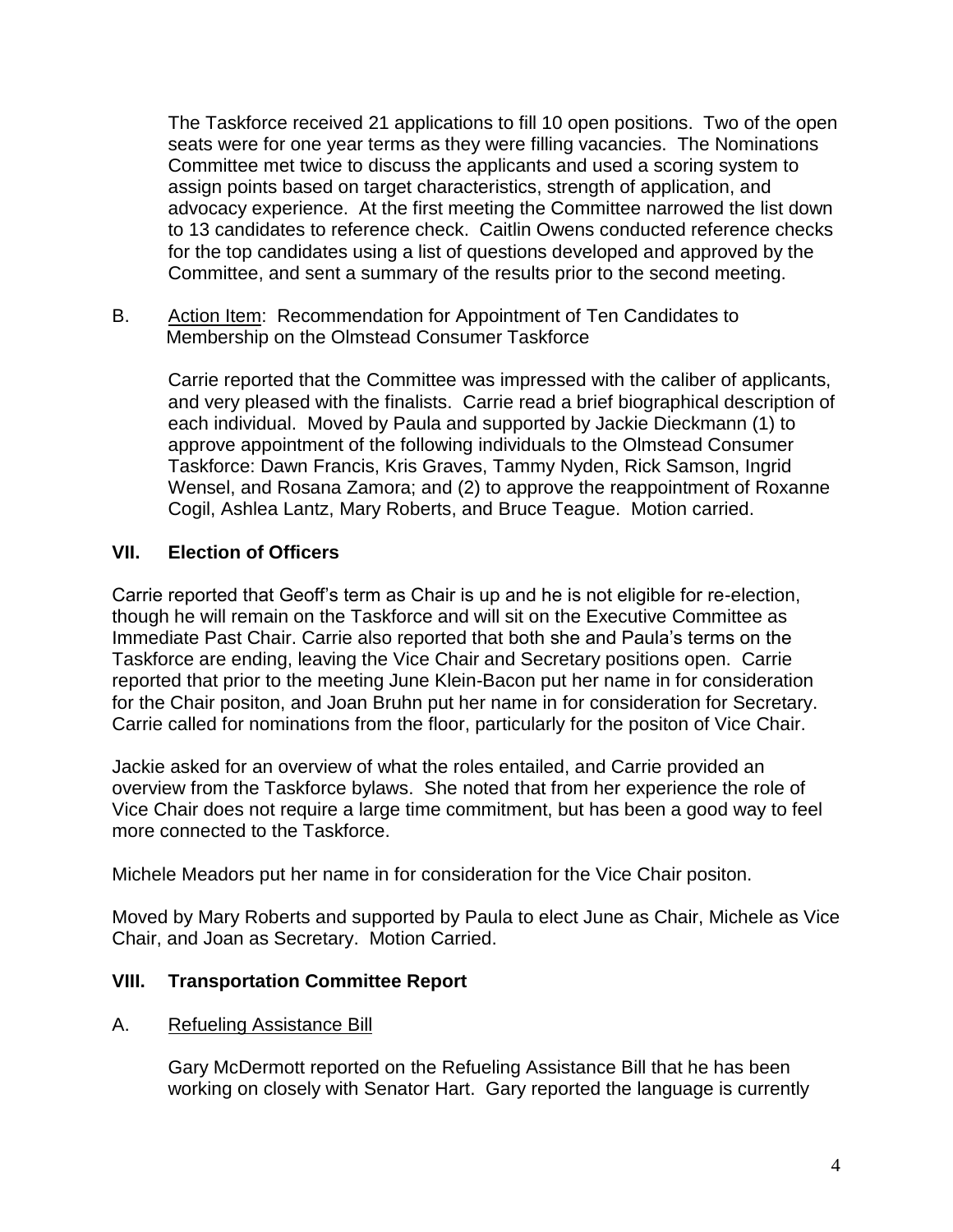The Taskforce received 21 applications to fill 10 open positions. Two of the open seats were for one year terms as they were filling vacancies. The Nominations Committee met twice to discuss the applicants and used a scoring system to assign points based on target characteristics, strength of application, and advocacy experience. At the first meeting the Committee narrowed the list down to 13 candidates to reference check. Caitlin Owens conducted reference checks for the top candidates using a list of questions developed and approved by the Committee, and sent a summary of the results prior to the second meeting.

B. Action Item: Recommendation for Appointment of Ten Candidates to Membership on the Olmstead Consumer Taskforce

Carrie reported that the Committee was impressed with the caliber of applicants, and very pleased with the finalists. Carrie read a brief biographical description of each individual. Moved by Paula and supported by Jackie Dieckmann (1) to approve appointment of the following individuals to the Olmstead Consumer Taskforce: Dawn Francis, Kris Graves, Tammy Nyden, Rick Samson, Ingrid Wensel, and Rosana Zamora; and (2) to approve the reappointment of Roxanne Cogil, Ashlea Lantz, Mary Roberts, and Bruce Teague. Motion carried.

## VII. Election of Officers

Carrie reported that Geoff's term as Chair is up and he is not eligible for re-election, though he will remain on the Taskforce and will sit on the Executive Committee as Immediate Past Chair. Carrie also reported that both she and Paula's terms on the Taskforce are ending, leaving the Vice Chair and Secretary positions open. Carrie reported that prior to the meeting June Klein-Bacon put her name in for consideration for the Chair positon, and Joan Bruhn put her name in for consideration for Secretary. Carrie called for nominations from the floor, particularly for the positon of Vice Chair.

Jackie asked for an overview of what the roles entailed, and Carrie provided an overview from the Taskforce bylaws. She noted that from her experience the role of Vice Chair does not require a large time commitment, but has been a good way to feel more connected to the Taskforce.

Michele Meadors put her name in for consideration for the Vice Chair positon.

Moved by Mary Roberts and supported by Paula to elect June as Chair, Michele as Vice Chair, and Joan as Secretary. Motion Carried.

## VIII. Transportation Committee Report

A. Refueling Assistance Bill

Gary McDermott reported on the Refueling Assistance Bill that he has been working on closely with Senator Hart. Gary reported the language is currently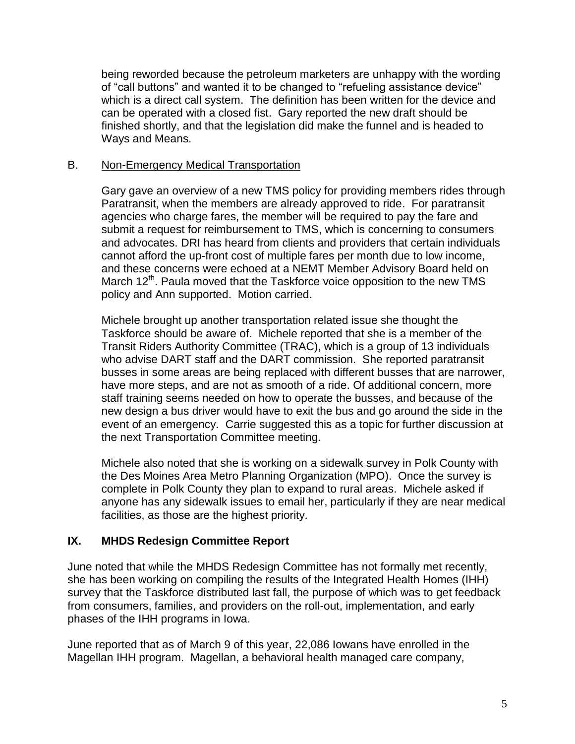being reworded because the petroleum marketers are unhappy with the wording of "call buttons" and wanted it to be changed to "refueling assistance device" which is a direct call system. The definition has been written for the device and can be operated with a closed fist. Gary reported the new draft should be finished shortly, and that the legislation did make the funnel and is headed to Ways and Means.

B. Non-Emergency Medical Transportation

Gary gave an overview of a new TMS policy for providing members rides through Paratransit, when the members are already approved to ride. For paratransit agencies who charge fares, the member will be required to pay the fare and submit a request for reimbursement to TMS, which is concerning to consumers and advocates. DRI has heard from clients and providers that certain individuals cannot afford the up-front cost of multiple fares per month due to low income, and these concerns were echoed at a NEMT Member Advisory Board held on March 12th. Paula moved that the Taskforce voice opposition to the new TMS policy and Ann supported. Motion carried.

Michele brought up another transportation related issue she thought the Taskforce should be aware of. Michele reported that she is a member of the Transit Riders Authority Committee (TRAC), which is a group of 13 individuals who advise DART staff and the DART commission. She reported paratransit busses in some areas are being replaced with different busses that are narrower, have more steps, and are not as smooth of a ride. Of additional concern, more staff training seems needed on how to operate the busses, and because of the new design a bus driver would have to exit the bus and go around the side in the event of an emergency. Carrie suggested this as a topic for further discussion at the next Transportation Committee meeting.

Michele also noted that she is working on a sidewalk survey in Polk County with the Des Moines Area Metro Planning Organization (MPO). Once the survey is complete in Polk County they plan to expand to rural areas. Michele asked if anyone has any sidewalk issues to email her, particularly if they are near medical facilities, as those are the highest priority.

## IX. MHDS Redesign Committee Report

June noted that while the MHDS Redesign Committee has not formally met recently, she has been working on compiling the results of the Integrated Health Homes (IHH) survey that the Taskforce distributed last fall, the purpose of which was to get feedback from consumers, families, and providers on the roll-out, implementation, and early phases of the IHH programs in Iowa.

June reported that as of March 9 of this year, 22,086 Iowans have enrolled in the Magellan IHH program. Magellan, a behavioral health managed care company,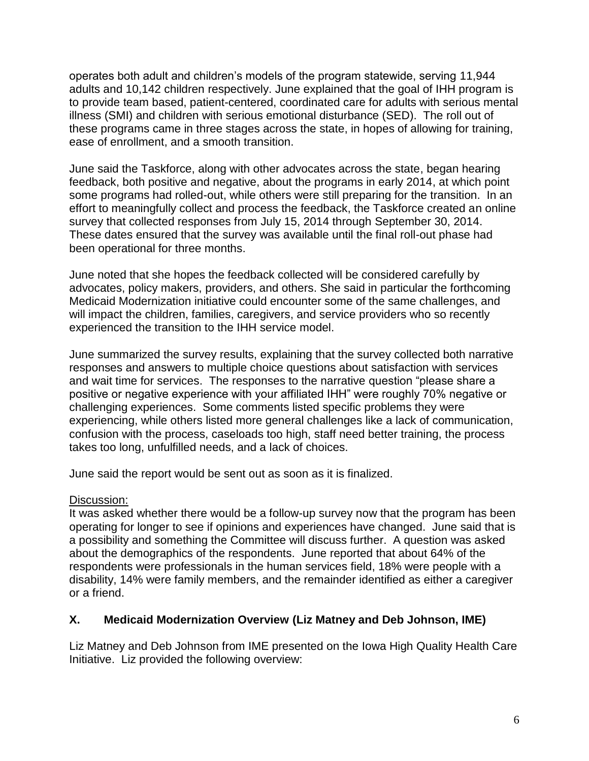operates both adult and children's models of the program statewide, serving 11,944 adults and 10,142 children respectively. June explained that the goal of IHH program is to provide team based, patient-centered, coordinated care for adults with serious mental illness (SMI) and children with serious emotional disturbance (SED). The roll out of these programs came in three stages across the state, in hopes of allowing for training, ease of enrollment, and a smooth transition.

June said the Taskforce, along with other advocates across the state, began hearing feedback, both positive and negative, about the programs in early 2014, at which point some programs had rolled-out, while others were still preparing for the transition. In an effort to meaningfully collect and process the feedback, the Taskforce created an online survey that collected responses from July 15, 2014 through September 30, 2014. These dates ensured that the survey was available until the final roll-out phase had been operational for three months.

June noted that she hopes the feedback collected will be considered carefully by advocates, policy makers, providers, and others. She said in particular the forthcoming Medicaid Modernization initiative could encounter some of the same challenges, and will impact the children, families, caregivers, and service providers who so recently experienced the transition to the IHH service model.

June summarized the survey results, explaining that the survey collected both narrative responses and answers to multiple choice questions about satisfaction with services and wait time for services. The responses to the narrative question "please share a positive or negative experience with your affiliated IHH" were roughly 70% negative or challenging experiences. Some comments listed specific problems they were experiencing, while others listed more general challenges like a lack of communication, confusion with the process, caseloads too high, staff need better training, the process takes too long, unfulfilled needs, and a lack of choices.

June said the report would be sent out as soon as it is finalized.

Discussion:
It was asked whether there would be a follow-up survey now that the program has been operating for longer to see if opinions and experiences have changed. June said that is a possibility and something the Committee will discuss further. A question was asked about the demographics of the respondents. June reported that about 64% of the respondents were professionals in the human services field, 18% were people with a disability, 14% were family members, and the remainder identified as either a caregiver or a friend.

## X. Medicaid Modernization Overview (Liz Matney and Deb Johnson, IME)

Liz Matney and Deb Johnson from IME presented on the Iowa High Quality Health Care Initiative. Liz provided the following overview: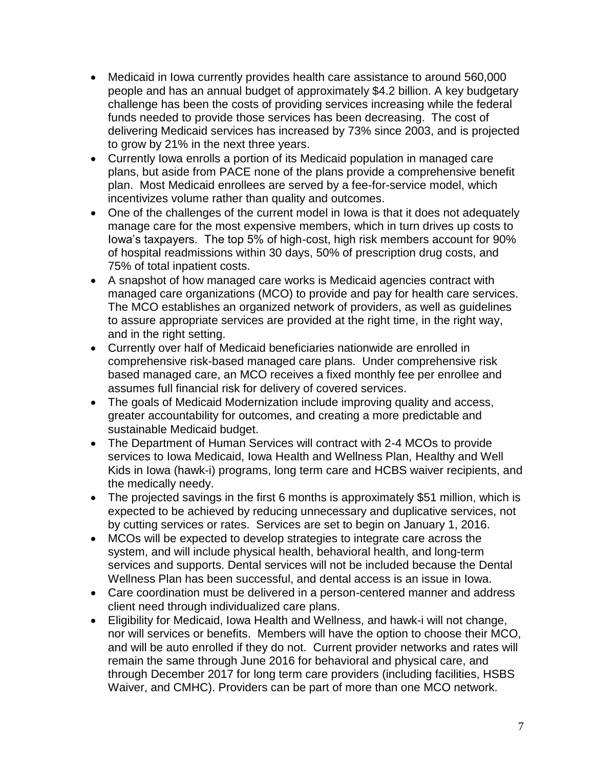- Medicaid in Iowa currently provides health care assistance to around 560,000 people and has an annual budget of approximately $4.2 billion. A key budgetary challenge has been the costs of providing services increasing while the federal funds needed to provide those services has been decreasing. The cost of delivering Medicaid services has increased by 73% since 2003, and is projected to grow by 21% in the next three years.
- Currently Iowa enrolls a portion of its Medicaid population in managed care plans, but aside from PACE none of the plans provide a comprehensive benefit plan. Most Medicaid enrollees are served by a fee-for-service model, which incentivizes volume rather than quality and outcomes.
- One of the challenges of the current model in Iowa is that it does not adequately manage care for the most expensive members, which in turn drives up costs to Iowa's taxpayers. The top 5% of high-cost, high risk members account for 90% of hospital readmissions within 30 days, 50% of prescription drug costs, and 75% of total inpatient costs.
- A snapshot of how managed care works is Medicaid agencies contract with managed care organizations (MCO) to provide and pay for health care services. The MCO establishes an organized network of providers, as well as guidelines to assure appropriate services are provided at the right time, in the right way, and in the right setting.
- Currently over half of Medicaid beneficiaries nationwide are enrolled in comprehensive risk-based managed care plans. Under comprehensive risk based managed care, an MCO receives a fixed monthly fee per enrollee and assumes full financial risk for delivery of covered services.
- The goals of Medicaid Modernization include improving quality and access, greater accountability for outcomes, and creating a more predictable and sustainable Medicaid budget.
- The Department of Human Services will contract with 2-4 MCOs to provide services to Iowa Medicaid, Iowa Health and Wellness Plan, Healthy and Well Kids in Iowa (hawk-i) programs, long term care and HCBS waiver recipients, and the medically needy.
- The projected savings in the first 6 months is approximately $51 million, which is expected to be achieved by reducing unnecessary and duplicative services, not by cutting services or rates. Services are set to begin on January 1, 2016.
- MCOs will be expected to develop strategies to integrate care across the system, and will include physical health, behavioral health, and long-term services and supports. Dental services will not be included because the Dental Wellness Plan has been successful, and dental access is an issue in Iowa.
- Care coordination must be delivered in a person-centered manner and address client need through individualized care plans.
- Eligibility for Medicaid, Iowa Health and Wellness, and hawk-i will not change, nor will services or benefits. Members will have the option to choose their MCO, and will be auto enrolled if they do not. Current provider networks and rates will remain the same through June 2016 for behavioral and physical care, and through December 2017 for long term care providers (including facilities, HSBS Waiver, and CMHC). Providers can be part of more than one MCO network.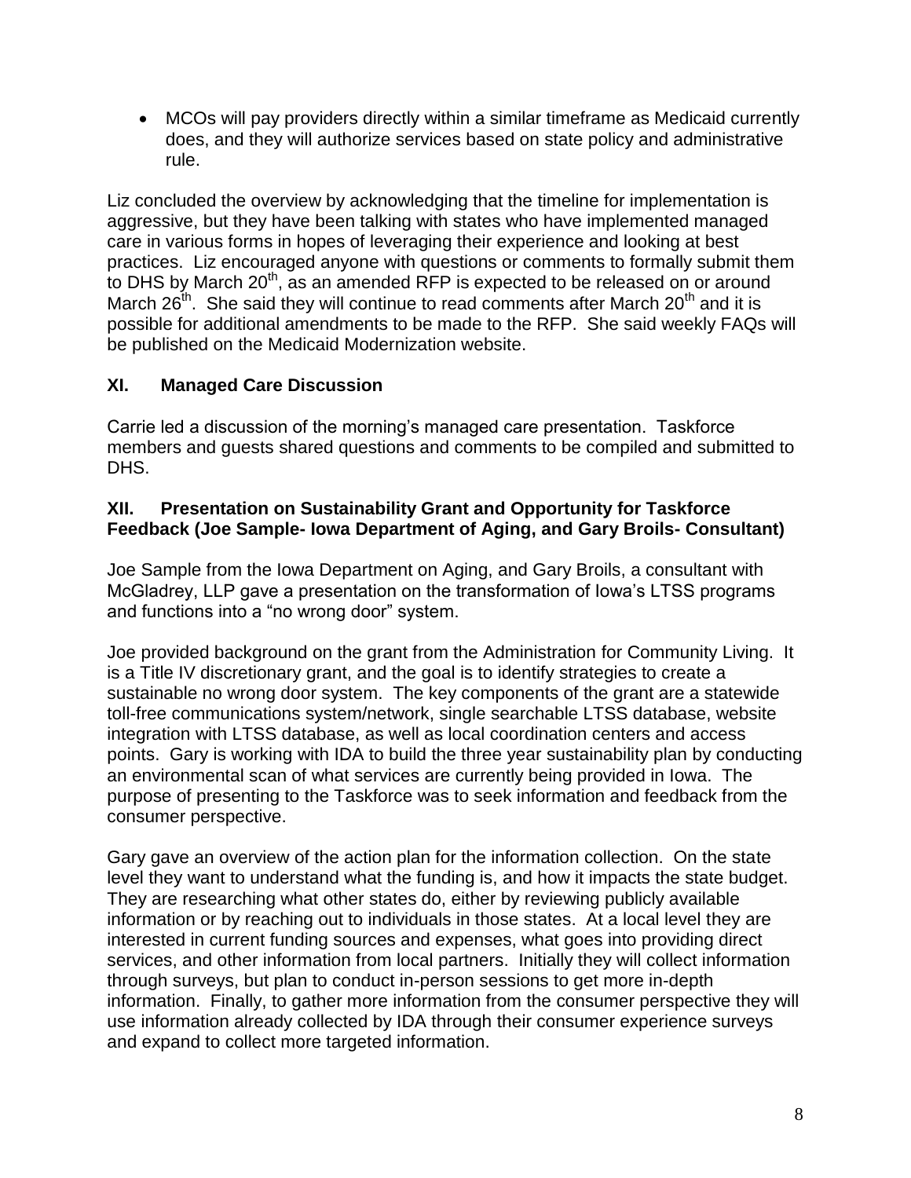- MCOs will pay providers directly within a similar timeframe as Medicaid currently does, and they will authorize services based on state policy and administrative rule.

Liz concluded the overview by acknowledging that the timeline for implementation is aggressive, but they have been talking with states who have implemented managed care in various forms in hopes of leveraging their experience and looking at best practices. Liz encouraged anyone with questions or comments to formally submit them to DHS by March 20th, as an amended RFP is expected to be released on or around March 26th. She said they will continue to read comments after March 20th and it is possible for additional amendments to be made to the RFP. She said weekly FAQs will be published on the Medicaid Modernization website.

## XI. Managed Care Discussion

Carrie led a discussion of the morning's managed care presentation. Taskforce members and guests shared questions and comments to be compiled and submitted to DHS.

## XII. Presentation on Sustainability Grant and Opportunity for Taskforce Feedback (Joe Sample- Iowa Department of Aging, and Gary Broils- Consultant)

Joe Sample from the Iowa Department on Aging, and Gary Broils, a consultant with McGladrey, LLP gave a presentation on the transformation of Iowa's LTSS programs and functions into a "no wrong door" system.

Joe provided background on the grant from the Administration for Community Living. It is a Title IV discretionary grant, and the goal is to identify strategies to create a sustainable no wrong door system. The key components of the grant are a statewide toll-free communications system/network, single searchable LTSS database, website integration with LTSS database, as well as local coordination centers and access points. Gary is working with IDA to build the three year sustainability plan by conducting an environmental scan of what services are currently being provided in Iowa. The purpose of presenting to the Taskforce was to seek information and feedback from the consumer perspective.

Gary gave an overview of the action plan for the information collection. On the state level they want to understand what the funding is, and how it impacts the state budget. They are researching what other states do, either by reviewing publicly available information or by reaching out to individuals in those states. At a local level they are interested in current funding sources and expenses, what goes into providing direct services, and other information from local partners. Initially they will collect information through surveys, but plan to conduct in-person sessions to get more in-depth information. Finally, to gather more information from the consumer perspective they will use information already collected by IDA through their consumer experience surveys and expand to collect more targeted information.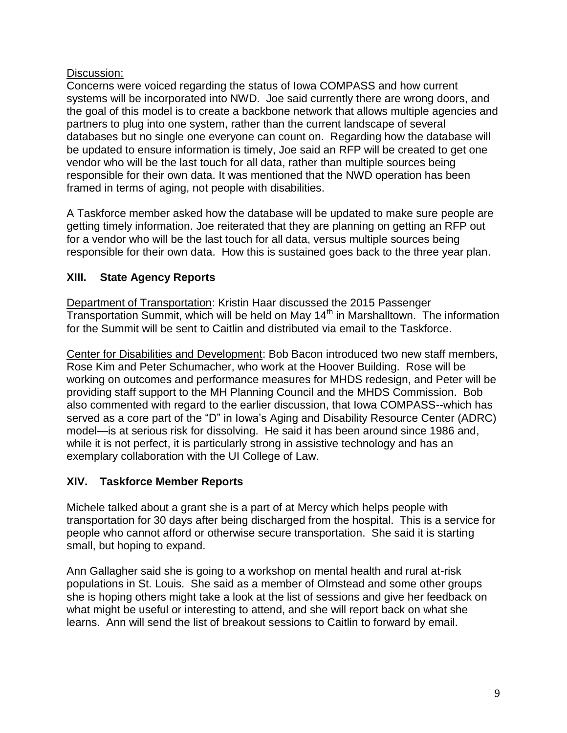Discussion:

Concerns were voiced regarding the status of Iowa COMPASS and how current systems will be incorporated into NWD. Joe said currently there are wrong doors, and the goal of this model is to create a backbone network that allows multiple agencies and partners to plug into one system, rather than the current landscape of several databases but no single one everyone can count on. Regarding how the database will be updated to ensure information is timely, Joe said an RFP will be created to get one vendor who will be the last touch for all data, rather than multiple sources being responsible for their own data. It was mentioned that the NWD operation has been framed in terms of aging, not people with disabilities.

A Taskforce member asked how the database will be updated to make sure people are getting timely information. Joe reiterated that they are planning on getting an RFP out for a vendor who will be the last touch for all data, versus multiple sources being responsible for their own data. How this is sustained goes back to the three year plan.

## XIII. State Agency Reports

Department of Transportation: Kristin Haar discussed the 2015 Passenger Transportation Summit, which will be held on May 14th in Marshalltown. The information for the Summit will be sent to Caitlin and distributed via email to the Taskforce.

Center for Disabilities and Development: Bob Bacon introduced two new staff members, Rose Kim and Peter Schumacher, who work at the Hoover Building. Rose will be working on outcomes and performance measures for MHDS redesign, and Peter will be providing staff support to the MH Planning Council and the MHDS Commission. Bob also commented with regard to the earlier discussion, that Iowa COMPASS--which has served as a core part of the "D" in Iowa's Aging and Disability Resource Center (ADRC) model—is at serious risk for dissolving. He said it has been around since 1986 and, while it is not perfect, it is particularly strong in assistive technology and has an exemplary collaboration with the UI College of Law.

## XIV. Taskforce Member Reports

Michele talked about a grant she is a part of at Mercy which helps people with transportation for 30 days after being discharged from the hospital. This is a service for people who cannot afford or otherwise secure transportation. She said it is starting small, but hoping to expand.

Ann Gallagher said she is going to a workshop on mental health and rural at-risk populations in St. Louis. She said as a member of Olmstead and some other groups she is hoping others might take a look at the list of sessions and give her feedback on what might be useful or interesting to attend, and she will report back on what she learns. Ann will send the list of breakout sessions to Caitlin to forward by email.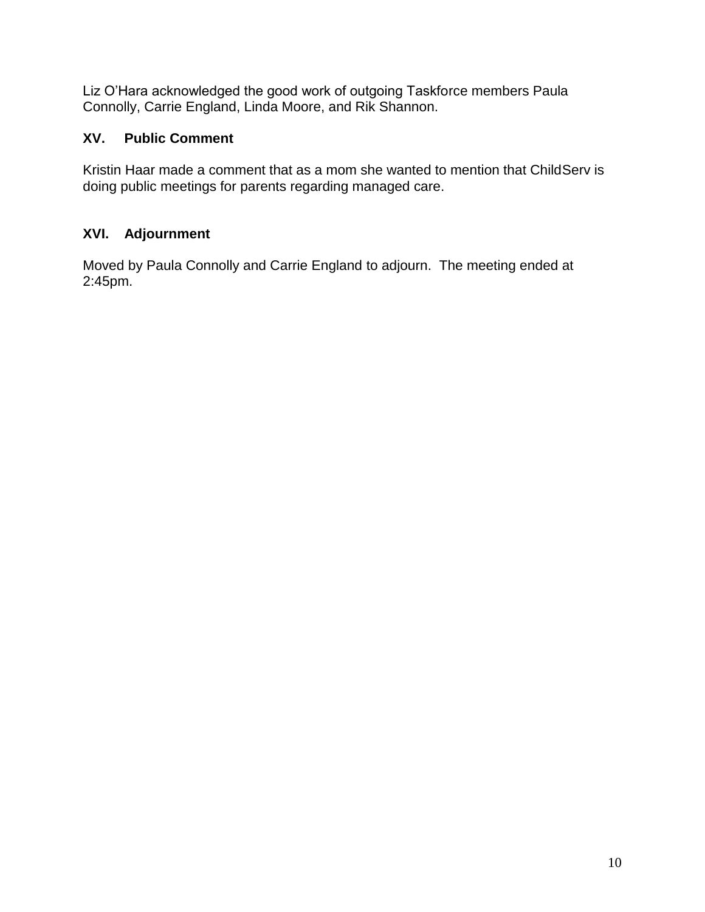Liz O'Hara acknowledged the good work of outgoing Taskforce members Paula Connolly, Carrie England, Linda Moore, and Rik Shannon.

## XV. Public Comment

Kristin Haar made a comment that as a mom she wanted to mention that ChildServ is doing public meetings for parents regarding managed care.

## XVI. Adjournment

Moved by Paula Connolly and Carrie England to adjourn. The meeting ended at 2:45pm.